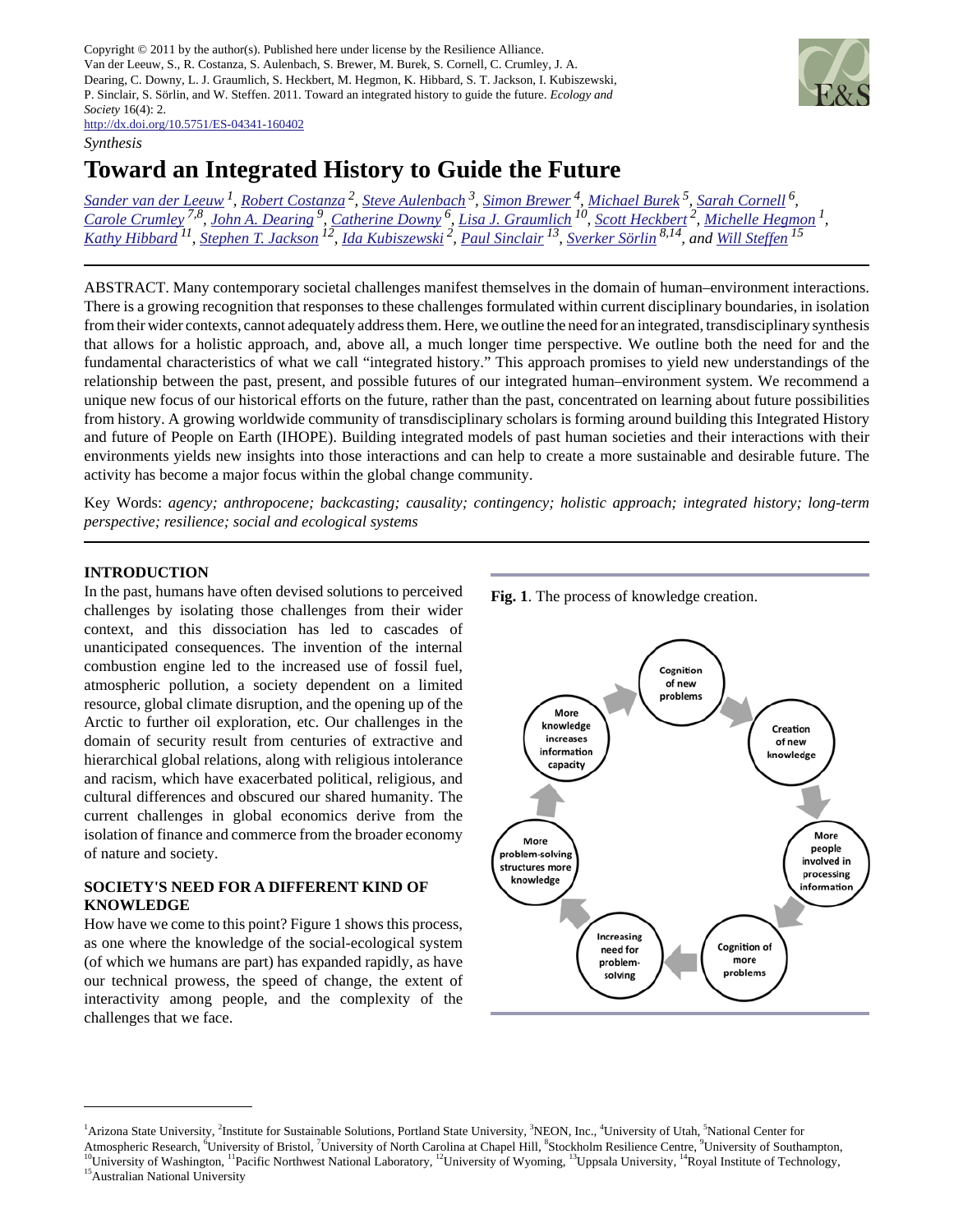Copyright © 2011 by the author(s). Published here under license by the Resilience Alliance.
Van der Leeuw, S., R. Costanza, S. Aulenbach, S. Brewer, M. Burek, S. Cornell, C. Crumley, J. A. Dearing, C. Downy, L. J. Graumlich, S. Heckbert, M. Hegmon, K. Hibbard, S. T. Jackson, I. Kubiszewski, P. Sinclair, S. Sörlin, and W. Steffen. 2011. Toward an integrated history to guide the future. *Ecology and Society* 16(4): 2.
http://dx.doi.org/10.5751/ES-04341-160402

*Synthesis*

# Toward an Integrated History to Guide the Future

*Sander van der Leeuw* [1], *Robert Costanza* [2], *Steve Aulenbach* [3], *Simon Brewer* [4], *Michael Burek* [5], *Sarah Cornell* [6], *Carole Crumley* [7,8], *John A. Dearing* [9], *Catherine Downy* [6], *Lisa J. Graumlich* [10], *Scott Heckbert* [2], *Michelle Hegmon* [1], *Kathy Hibbard* [11], *Stephen T. Jackson* [12], *Ida Kubiszewski* [2], *Paul Sinclair* [13], *Sverker Sörlin* [8,14], and *Will Steffen* [15]

ABSTRACT. Many contemporary societal challenges manifest themselves in the domain of human–environment interactions. There is a growing recognition that responses to these challenges formulated within current disciplinary boundaries, in isolation from their wider contexts, cannot adequately address them. Here, we outline the need for an integrated, transdisciplinary synthesis that allows for a holistic approach, and, above all, a much longer time perspective. We outline both the need for and the fundamental characteristics of what we call "integrated history." This approach promises to yield new understandings of the relationship between the past, present, and possible futures of our integrated human–environment system. We recommend a unique new focus of our historical efforts on the future, rather than the past, concentrated on learning about future possibilities from history. A growing worldwide community of transdisciplinary scholars is forming around building this Integrated History and future of People on Earth (IHOPE). Building integrated models of past human societies and their interactions with their environments yields new insights into those interactions and can help to create a more sustainable and desirable future. The activity has become a major focus within the global change community.

Key Words: *agency; anthropocene; backcasting; causality; contingency; holistic approach; integrated history; long-term perspective; resilience; social and ecological systems*

## INTRODUCTION

In the past, humans have often devised solutions to perceived challenges by isolating those challenges from their wider context, and this dissociation has led to cascades of unanticipated consequences. The invention of the internal combustion engine led to the increased use of fossil fuel, atmospheric pollution, a society dependent on a limited resource, global climate disruption, and the opening up of the Arctic to further oil exploration, etc. Our challenges in the domain of security result from centuries of extractive and hierarchical global relations, along with religious intolerance and racism, which have exacerbated political, religious, and cultural differences and obscured our shared humanity. The current challenges in global economics derive from the isolation of finance and commerce from the broader economy of nature and society.

## SOCIETY'S NEED FOR A DIFFERENT KIND OF KNOWLEDGE

How have we come to this point? Figure 1 shows this process, as one where the knowledge of the social-ecological system (of which we humans are part) has expanded rapidly, as have our technical prowess, the speed of change, the extent of interactivity among people, and the complexity of the challenges that we face.

**Fig. 1**. The process of knowledge creation.

[1]Arizona State University, [2]Institute for Sustainable Solutions, Portland State University, [3]NEON, Inc., [4]University of Utah, [5]National Center for Atmospheric Research, [6]University of Bristol, [7]University of North Carolina at Chapel Hill, [8]Stockholm Resilience Centre, [9]University of Southampton, [10]University of Washington, [11]Pacific Northwest National Laboratory, [12]University of Wyoming, [13]Uppsala University, [14]Royal Institute of Technology, [15]Australian National University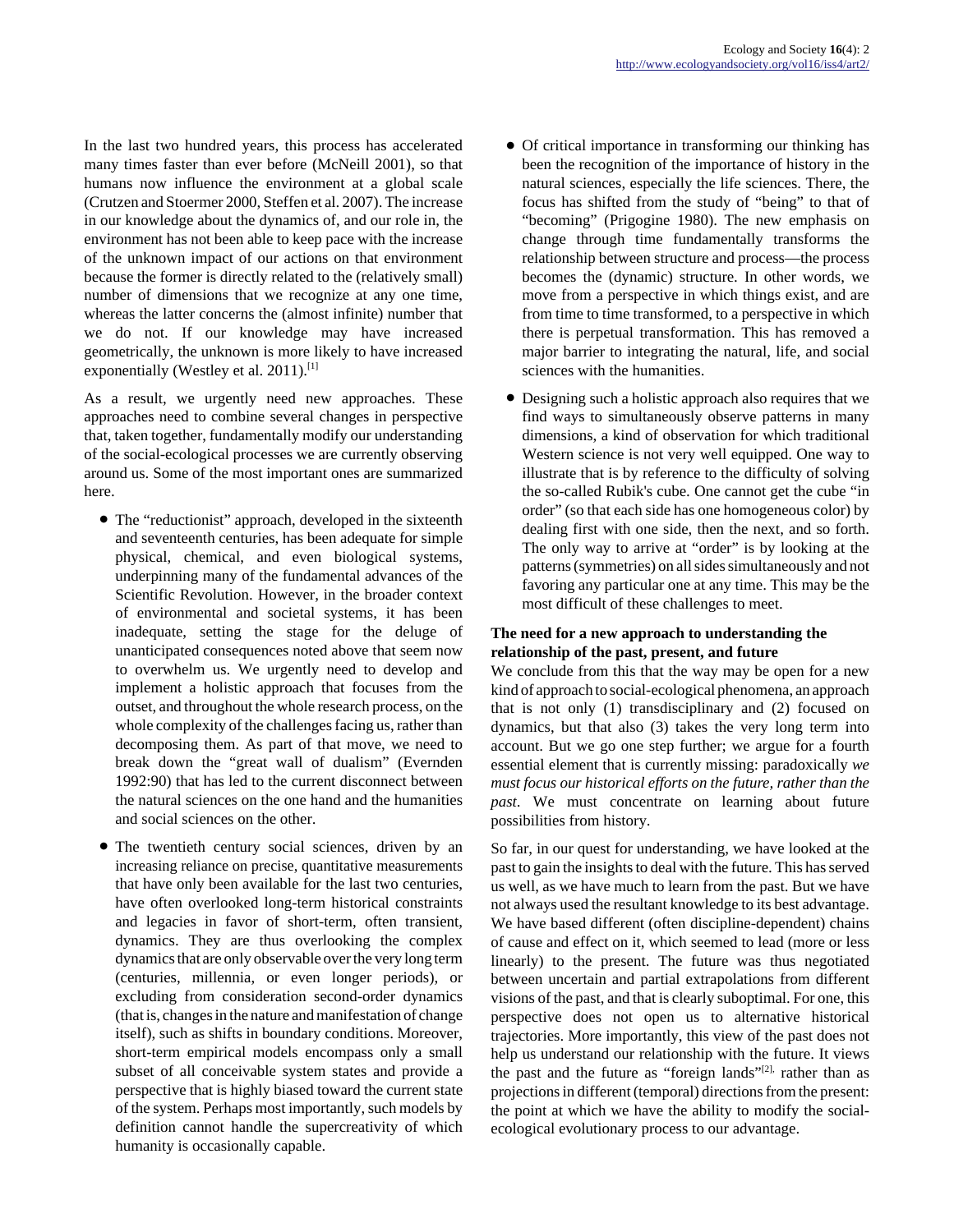In the last two hundred years, this process has accelerated many times faster than ever before (McNeill 2001), so that humans now influence the environment at a global scale (Crutzen and Stoermer 2000, Steffen et al. 2007). The increase in our knowledge about the dynamics of, and our role in, the environment has not been able to keep pace with the increase of the unknown impact of our actions on that environment because the former is directly related to the (relatively small) number of dimensions that we recognize at any one time, whereas the latter concerns the (almost infinite) number that we do not. If our knowledge may have increased geometrically, the unknown is more likely to have increased exponentially (Westley et al. 2011).[1]

As a result, we urgently need new approaches. These approaches need to combine several changes in perspective that, taken together, fundamentally modify our understanding of the social-ecological processes we are currently observing around us. Some of the most important ones are summarized here.

- The "reductionist" approach, developed in the sixteenth and seventeenth centuries, has been adequate for simple physical, chemical, and even biological systems, underpinning many of the fundamental advances of the Scientific Revolution. However, in the broader context of environmental and societal systems, it has been inadequate, setting the stage for the deluge of unanticipated consequences noted above that seem now to overwhelm us. We urgently need to develop and implement a holistic approach that focuses from the outset, and throughout the whole research process, on the whole complexity of the challenges facing us, rather than decomposing them. As part of that move, we need to break down the "great wall of dualism" (Evernden 1992:90) that has led to the current disconnect between the natural sciences on the one hand and the humanities and social sciences on the other.
- The twentieth century social sciences, driven by an increasing reliance on precise, quantitative measurements that have only been available for the last two centuries, have often overlooked long-term historical constraints and legacies in favor of short-term, often transient, dynamics. They are thus overlooking the complex dynamics that are only observable over the very long term (centuries, millennia, or even longer periods), or excluding from consideration second-order dynamics (that is, changes in the nature and manifestation of change itself), such as shifts in boundary conditions. Moreover, short-term empirical models encompass only a small subset of all conceivable system states and provide a perspective that is highly biased toward the current state of the system. Perhaps most importantly, such models by definition cannot handle the supercreativity of which humanity is occasionally capable.
- Of critical importance in transforming our thinking has been the recognition of the importance of history in the natural sciences, especially the life sciences. There, the focus has shifted from the study of "being" to that of "becoming" (Prigogine 1980). The new emphasis on change through time fundamentally transforms the relationship between structure and process—the process becomes the (dynamic) structure. In other words, we move from a perspective in which things exist, and are from time to time transformed, to a perspective in which there is perpetual transformation. This has removed a major barrier to integrating the natural, life, and social sciences with the humanities.
- Designing such a holistic approach also requires that we find ways to simultaneously observe patterns in many dimensions, a kind of observation for which traditional Western science is not very well equipped. One way to illustrate that is by reference to the difficulty of solving the so-called Rubik's cube. One cannot get the cube "in order" (so that each side has one homogeneous color) by dealing first with one side, then the next, and so forth. The only way to arrive at "order" is by looking at the patterns (symmetries) on all sides simultaneously and not favoring any particular one at any time. This may be the most difficult of these challenges to meet.

**The need for a new approach to understanding the relationship of the past, present, and future**

We conclude from this that the way may be open for a new kind of approach to social-ecological phenomena, an approach that is not only (1) transdisciplinary and (2) focused on dynamics, but that also (3) takes the very long term into account. But we go one step further; we argue for a fourth essential element that is currently missing: paradoxically *we must focus our historical efforts on the future, rather than the past*. We must concentrate on learning about future possibilities from history.

So far, in our quest for understanding, we have looked at the past to gain the insights to deal with the future. This has served us well, as we have much to learn from the past. But we have not always used the resultant knowledge to its best advantage. We have based different (often discipline-dependent) chains of cause and effect on it, which seemed to lead (more or less linearly) to the present. The future was thus negotiated between uncertain and partial extrapolations from different visions of the past, and that is clearly suboptimal. For one, this perspective does not open us to alternative historical trajectories. More importantly, this view of the past does not help us understand our relationship with the future. It views the past and the future as "foreign lands"[2], rather than as projections in different (temporal) directions from the present: the point at which we have the ability to modify the social-ecological evolutionary process to our advantage.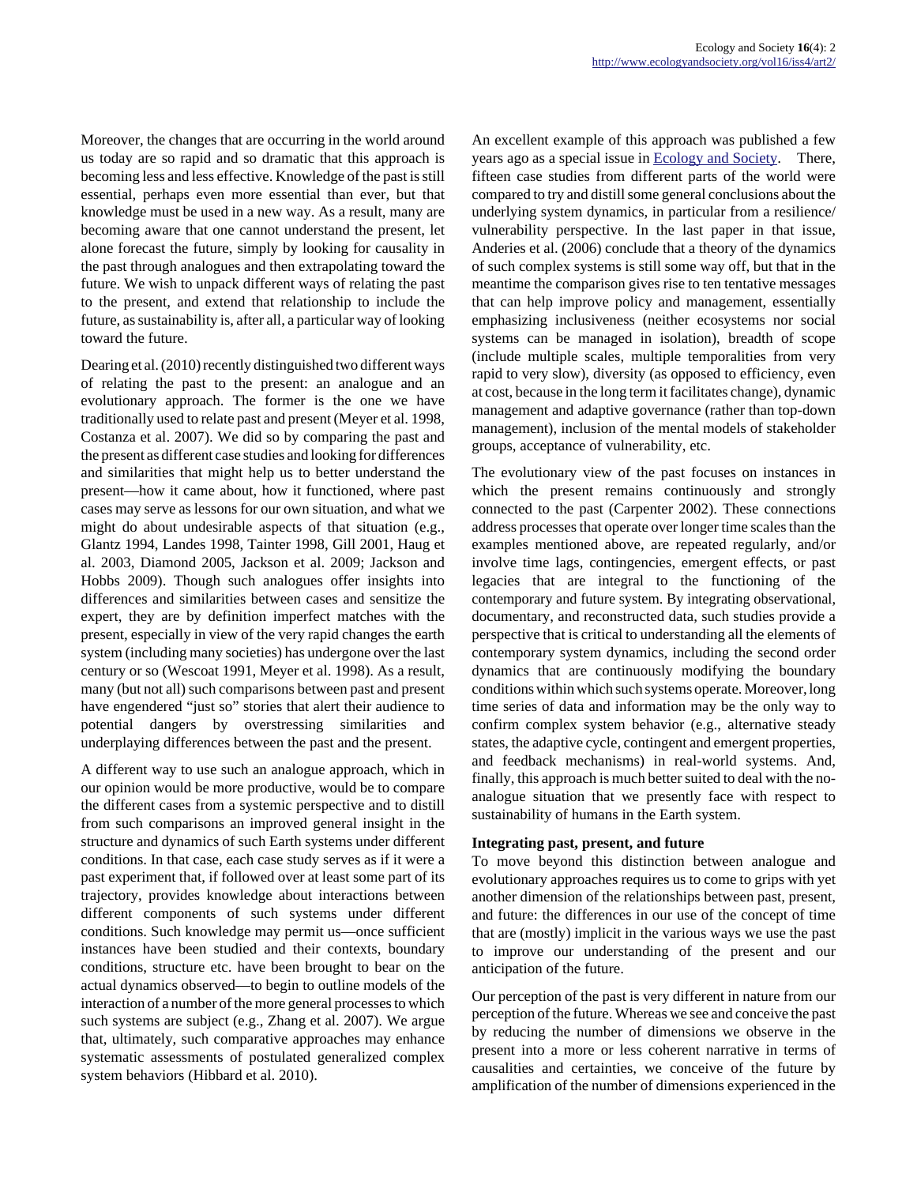Moreover, the changes that are occurring in the world around us today are so rapid and so dramatic that this approach is becoming less and less effective. Knowledge of the past is still essential, perhaps even more essential than ever, but that knowledge must be used in a new way. As a result, many are becoming aware that one cannot understand the present, let alone forecast the future, simply by looking for causality in the past through analogues and then extrapolating toward the future. We wish to unpack different ways of relating the past to the present, and extend that relationship to include the future, as sustainability is, after all, a particular way of looking toward the future.

Dearing et al. (2010) recently distinguished two different ways of relating the past to the present: an analogue and an evolutionary approach. The former is the one we have traditionally used to relate past and present (Meyer et al. 1998, Costanza et al. 2007). We did so by comparing the past and the present as different case studies and looking for differences and similarities that might help us to better understand the present—how it came about, how it functioned, where past cases may serve as lessons for our own situation, and what we might do about undesirable aspects of that situation (e.g., Glantz 1994, Landes 1998, Tainter 1998, Gill 2001, Haug et al. 2003, Diamond 2005, Jackson et al. 2009; Jackson and Hobbs 2009). Though such analogues offer insights into differences and similarities between cases and sensitize the expert, they are by definition imperfect matches with the present, especially in view of the very rapid changes the earth system (including many societies) has undergone over the last century or so (Wescoat 1991, Meyer et al. 1998). As a result, many (but not all) such comparisons between past and present have engendered "just so" stories that alert their audience to potential dangers by overstressing similarities and underplaying differences between the past and the present.

A different way to use such an analogue approach, which in our opinion would be more productive, would be to compare the different cases from a systemic perspective and to distill from such comparisons an improved general insight in the structure and dynamics of such Earth systems under different conditions. In that case, each case study serves as if it were a past experiment that, if followed over at least some part of its trajectory, provides knowledge about interactions between different components of such systems under different conditions. Such knowledge may permit us—once sufficient instances have been studied and their contexts, boundary conditions, structure etc. have been brought to bear on the actual dynamics observed—to begin to outline models of the interaction of a number of the more general processes to which such systems are subject (e.g., Zhang et al. 2007). We argue that, ultimately, such comparative approaches may enhance systematic assessments of postulated generalized complex system behaviors (Hibbard et al. 2010).

An excellent example of this approach was published a few years ago as a special issue in Ecology and Society. There, fifteen case studies from different parts of the world were compared to try and distill some general conclusions about the underlying system dynamics, in particular from a resilience/vulnerability perspective. In the last paper in that issue, Anderies et al. (2006) conclude that a theory of the dynamics of such complex systems is still some way off, but that in the meantime the comparison gives rise to ten tentative messages that can help improve policy and management, essentially emphasizing inclusiveness (neither ecosystems nor social systems can be managed in isolation), breadth of scope (include multiple scales, multiple temporalities from very rapid to very slow), diversity (as opposed to efficiency, even at cost, because in the long term it facilitates change), dynamic management and adaptive governance (rather than top-down management), inclusion of the mental models of stakeholder groups, acceptance of vulnerability, etc.

The evolutionary view of the past focuses on instances in which the present remains continuously and strongly connected to the past (Carpenter 2002). These connections address processes that operate over longer time scales than the examples mentioned above, are repeated regularly, and/or involve time lags, contingencies, emergent effects, or past legacies that are integral to the functioning of the contemporary and future system. By integrating observational, documentary, and reconstructed data, such studies provide a perspective that is critical to understanding all the elements of contemporary system dynamics, including the second order dynamics that are continuously modifying the boundary conditions within which such systems operate. Moreover, long time series of data and information may be the only way to confirm complex system behavior (e.g., alternative steady states, the adaptive cycle, contingent and emergent properties, and feedback mechanisms) in real-world systems. And, finally, this approach is much better suited to deal with the no-analogue situation that we presently face with respect to sustainability of humans in the Earth system.

**Integrating past, present, and future**

To move beyond this distinction between analogue and evolutionary approaches requires us to come to grips with yet another dimension of the relationships between past, present, and future: the differences in our use of the concept of time that are (mostly) implicit in the various ways we use the past to improve our understanding of the present and our anticipation of the future.

Our perception of the past is very different in nature from our perception of the future. Whereas we see and conceive the past by reducing the number of dimensions we observe in the present into a more or less coherent narrative in terms of causalities and certainties, we conceive of the future by amplification of the number of dimensions experienced in the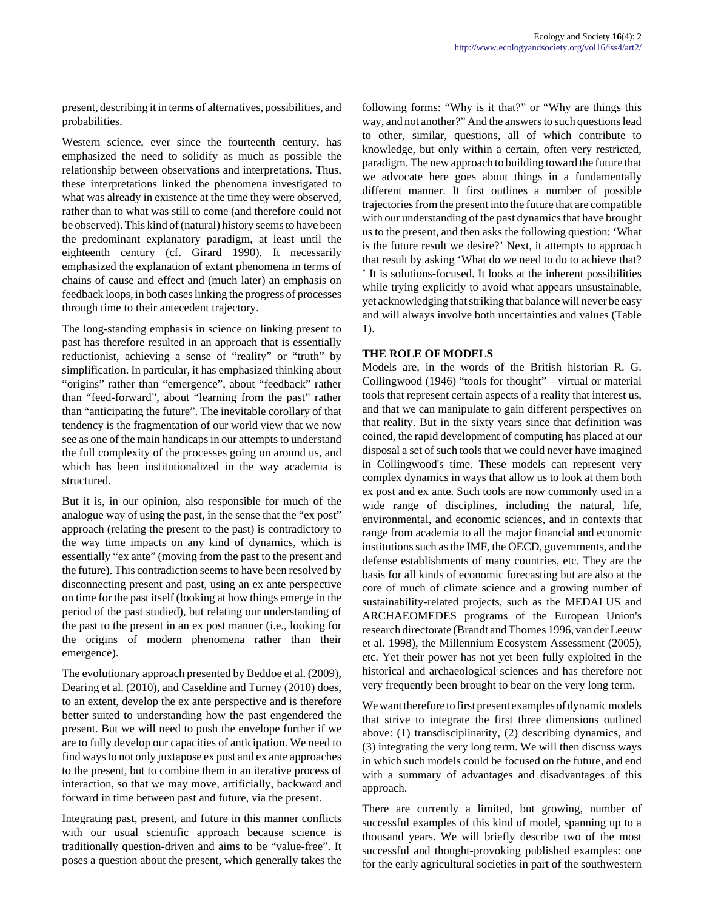present, describing it in terms of alternatives, possibilities, and probabilities.

Western science, ever since the fourteenth century, has emphasized the need to solidify as much as possible the relationship between observations and interpretations. Thus, these interpretations linked the phenomena investigated to what was already in existence at the time they were observed, rather than to what was still to come (and therefore could not be observed). This kind of (natural) history seems to have been the predominant explanatory paradigm, at least until the eighteenth century (cf. Girard 1990). It necessarily emphasized the explanation of extant phenomena in terms of chains of cause and effect and (much later) an emphasis on feedback loops, in both cases linking the progress of processes through time to their antecedent trajectory.

The long-standing emphasis in science on linking present to past has therefore resulted in an approach that is essentially reductionist, achieving a sense of "reality" or "truth" by simplification. In particular, it has emphasized thinking about "origins" rather than "emergence", about "feedback" rather than "feed-forward", about "learning from the past" rather than "anticipating the future". The inevitable corollary of that tendency is the fragmentation of our world view that we now see as one of the main handicaps in our attempts to understand the full complexity of the processes going on around us, and which has been institutionalized in the way academia is structured.

But it is, in our opinion, also responsible for much of the analogue way of using the past, in the sense that the "ex post" approach (relating the present to the past) is contradictory to the way time impacts on any kind of dynamics, which is essentially "ex ante" (moving from the past to the present and the future). This contradiction seems to have been resolved by disconnecting present and past, using an ex ante perspective on time for the past itself (looking at how things emerge in the period of the past studied), but relating our understanding of the past to the present in an ex post manner (i.e., looking for the origins of modern phenomena rather than their emergence).

The evolutionary approach presented by Beddoe et al. (2009), Dearing et al. (2010), and Caseldine and Turney (2010) does, to an extent, develop the ex ante perspective and is therefore better suited to understanding how the past engendered the present. But we will need to push the envelope further if we are to fully develop our capacities of anticipation. We need to find ways to not only juxtapose ex post and ex ante approaches to the present, but to combine them in an iterative process of interaction, so that we may move, artificially, backward and forward in time between past and future, via the present.

Integrating past, present, and future in this manner conflicts with our usual scientific approach because science is traditionally question-driven and aims to be "value-free". It poses a question about the present, which generally takes the following forms: "Why is it that?" or "Why are things this way, and not another?" And the answers to such questions lead to other, similar, questions, all of which contribute to knowledge, but only within a certain, often very restricted, paradigm. The new approach to building toward the future that we advocate here goes about things in a fundamentally different manner. It first outlines a number of possible trajectories from the present into the future that are compatible with our understanding of the past dynamics that have brought us to the present, and then asks the following question: 'What is the future result we desire?' Next, it attempts to approach that result by asking 'What do we need to do to achieve that? ' It is solutions-focused. It looks at the inherent possibilities while trying explicitly to avoid what appears unsustainable, yet acknowledging that striking that balance will never be easy and will always involve both uncertainties and values (Table 1).

## THE ROLE OF MODELS

Models are, in the words of the British historian R. G. Collingwood (1946) "tools for thought"—virtual or material tools that represent certain aspects of a reality that interest us, and that we can manipulate to gain different perspectives on that reality. But in the sixty years since that definition was coined, the rapid development of computing has placed at our disposal a set of such tools that we could never have imagined in Collingwood's time. These models can represent very complex dynamics in ways that allow us to look at them both ex post and ex ante. Such tools are now commonly used in a wide range of disciplines, including the natural, life, environmental, and economic sciences, and in contexts that range from academia to all the major financial and economic institutions such as the IMF, the OECD, governments, and the defense establishments of many countries, etc. They are the basis for all kinds of economic forecasting but are also at the core of much of climate science and a growing number of sustainability-related projects, such as the MEDALUS and ARCHAEOMEDES programs of the European Union's research directorate (Brandt and Thornes 1996, van der Leeuw et al. 1998), the Millennium Ecosystem Assessment (2005), etc. Yet their power has not yet been fully exploited in the historical and archaeological sciences and has therefore not very frequently been brought to bear on the very long term.

We want therefore to first present examples of dynamic models that strive to integrate the first three dimensions outlined above: (1) transdisciplinarity, (2) describing dynamics, and (3) integrating the very long term. We will then discuss ways in which such models could be focused on the future, and end with a summary of advantages and disadvantages of this approach.

There are currently a limited, but growing, number of successful examples of this kind of model, spanning up to a thousand years. We will briefly describe two of the most successful and thought-provoking published examples: one for the early agricultural societies in part of the southwestern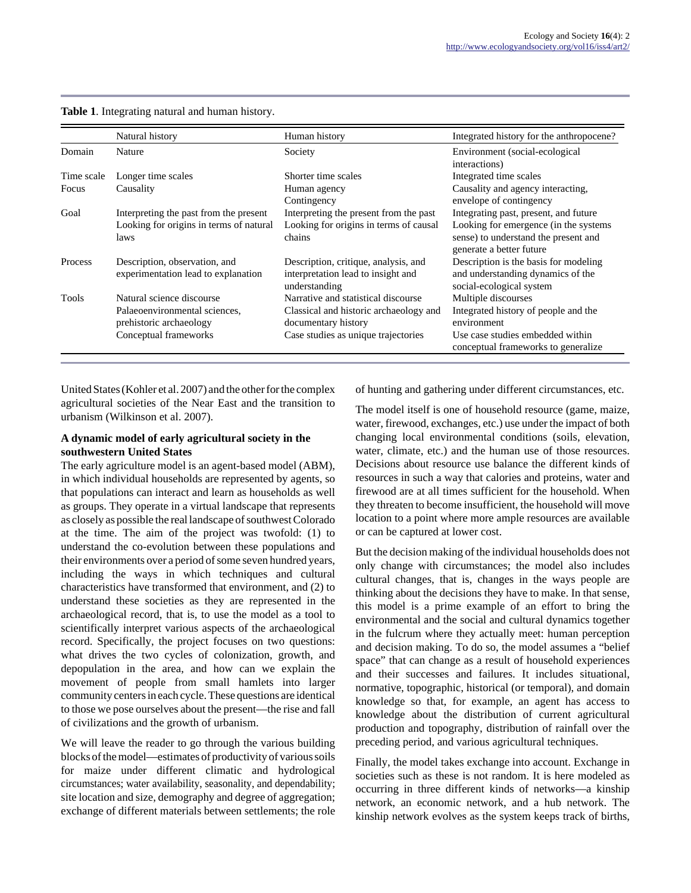**Table 1**. Integrating natural and human history.

| | Natural history | Human history | Integrated history for the anthropocene? |
|---|---|---|---|
| Domain | Nature | Society | Environment (social-ecological interactions) |
| Time scale | Longer time scales | Shorter time scales | Integrated time scales |
| Focus | Causality | Human agency<br>Contingency | Causality and agency interacting, envelope of contingency |
| Goal | Interpreting the past from the present<br>Looking for origins in terms of natural laws | Interpreting the present from the past<br>Looking for origins in terms of causal chains | Integrating past, present, and future<br>Looking for emergence (in the systems sense) to understand the present and generate a better future |
| Process | Description, observation, and experimentation lead to explanation | Description, critique, analysis, and interpretation lead to insight and understanding | Description is the basis for modeling and understanding dynamics of the social-ecological system |
| Tools | Natural science discourse<br>Palaeoenvironmental sciences, prehistoric archaeology<br>Conceptual frameworks | Narrative and statistical discourse<br>Classical and historic archaeology and documentary history<br>Case studies as unique trajectories | Multiple discourses<br>Integrated history of people and the environment<br>Use case studies embedded within conceptual frameworks to generalize |

United States (Kohler et al. 2007) and the other for the complex agricultural societies of the Near East and the transition to urbanism (Wilkinson et al. 2007).

### A dynamic model of early agricultural society in the southwestern United States

The early agriculture model is an agent-based model (ABM), in which individual households are represented by agents, so that populations can interact and learn as households as well as groups. They operate in a virtual landscape that represents as closely as possible the real landscape of southwest Colorado at the time. The aim of the project was twofold: (1) to understand the co-evolution between these populations and their environments over a period of some seven hundred years, including the ways in which techniques and cultural characteristics have transformed that environment, and (2) to understand these societies as they are represented in the archaeological record, that is, to use the model as a tool to scientifically interpret various aspects of the archaeological record. Specifically, the project focuses on two questions: what drives the two cycles of colonization, growth, and depopulation in the area, and how can we explain the movement of people from small hamlets into larger community centers in each cycle. These questions are identical to those we pose ourselves about the present—the rise and fall of civilizations and the growth of urbanism.

We will leave the reader to go through the various building blocks of the model—estimates of productivity of various soils for maize under different climatic and hydrological circumstances; water availability, seasonality, and dependability; site location and size, demography and degree of aggregation; exchange of different materials between settlements; the role of hunting and gathering under different circumstances, etc.

The model itself is one of household resource (game, maize, water, firewood, exchanges, etc.) use under the impact of both changing local environmental conditions (soils, elevation, water, climate, etc.) and the human use of those resources. Decisions about resource use balance the different kinds of resources in such a way that calories and proteins, water and firewood are at all times sufficient for the household. When they threaten to become insufficient, the household will move location to a point where more ample resources are available or can be captured at lower cost.

But the decision making of the individual households does not only change with circumstances; the model also includes cultural changes, that is, changes in the ways people are thinking about the decisions they have to make. In that sense, this model is a prime example of an effort to bring the environmental and the social and cultural dynamics together in the fulcrum where they actually meet: human perception and decision making. To do so, the model assumes a "belief space" that can change as a result of household experiences and their successes and failures. It includes situational, normative, topographic, historical (or temporal), and domain knowledge so that, for example, an agent has access to knowledge about the distribution of current agricultural production and topography, distribution of rainfall over the preceding period, and various agricultural techniques.

Finally, the model takes exchange into account. Exchange in societies such as these is not random. It is here modeled as occurring in three different kinds of networks—a kinship network, an economic network, and a hub network. The kinship network evolves as the system keeps track of births,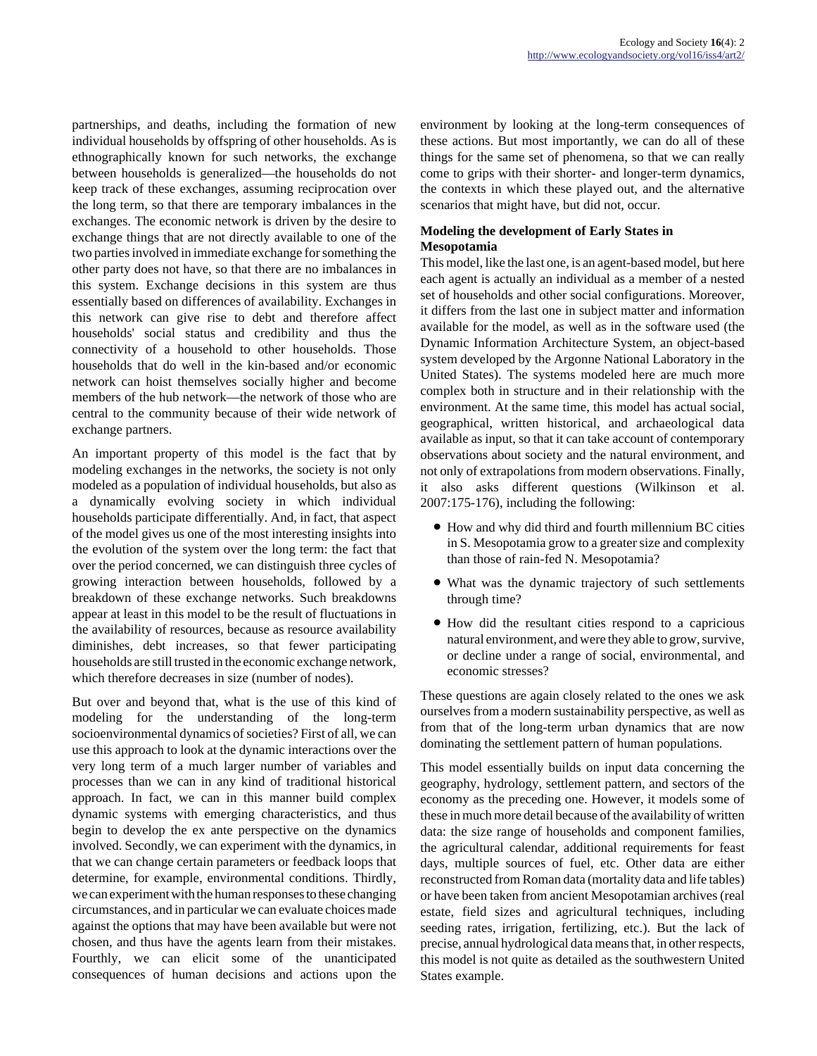partnerships, and deaths, including the formation of new individual households by offspring of other households. As is ethnographically known for such networks, the exchange between households is generalized—the households do not keep track of these exchanges, assuming reciprocation over the long term, so that there are temporary imbalances in the exchanges. The economic network is driven by the desire to exchange things that are not directly available to one of the two parties involved in immediate exchange for something the other party does not have, so that there are no imbalances in this system. Exchange decisions in this system are thus essentially based on differences of availability. Exchanges in this network can give rise to debt and therefore affect households' social status and credibility and thus the connectivity of a household to other households. Those households that do well in the kin-based and/or economic network can hoist themselves socially higher and become members of the hub network—the network of those who are central to the community because of their wide network of exchange partners.

An important property of this model is the fact that by modeling exchanges in the networks, the society is not only modeled as a population of individual households, but also as a dynamically evolving society in which individual households participate differentially. And, in fact, that aspect of the model gives us one of the most interesting insights into the evolution of the system over the long term: the fact that over the period concerned, we can distinguish three cycles of growing interaction between households, followed by a breakdown of these exchange networks. Such breakdowns appear at least in this model to be the result of fluctuations in the availability of resources, because as resource availability diminishes, debt increases, so that fewer participating households are still trusted in the economic exchange network, which therefore decreases in size (number of nodes).

But over and beyond that, what is the use of this kind of modeling for the understanding of the long-term socioenvironmental dynamics of societies? First of all, we can use this approach to look at the dynamic interactions over the very long term of a much larger number of variables and processes than we can in any kind of traditional historical approach. In fact, we can in this manner build complex dynamic systems with emerging characteristics, and thus begin to develop the ex ante perspective on the dynamics involved. Secondly, we can experiment with the dynamics, in that we can change certain parameters or feedback loops that determine, for example, environmental conditions. Thirdly, we can experiment with the human responses to these changing circumstances, and in particular we can evaluate choices made against the options that may have been available but were not chosen, and thus have the agents learn from their mistakes. Fourthly, we can elicit some of the unanticipated consequences of human decisions and actions upon the environment by looking at the long-term consequences of these actions. But most importantly, we can do all of these things for the same set of phenomena, so that we can really come to grips with their shorter- and longer-term dynamics, the contexts in which these played out, and the alternative scenarios that might have, but did not, occur.

**Modeling the development of Early States in Mesopotamia**

This model, like the last one, is an agent-based model, but here each agent is actually an individual as a member of a nested set of households and other social configurations. Moreover, it differs from the last one in subject matter and information available for the model, as well as in the software used (the Dynamic Information Architecture System, an object-based system developed by the Argonne National Laboratory in the United States). The systems modeled here are much more complex both in structure and in their relationship with the environment. At the same time, this model has actual social, geographical, written historical, and archaeological data available as input, so that it can take account of contemporary observations about society and the natural environment, and not only of extrapolations from modern observations. Finally, it also asks different questions (Wilkinson et al. 2007:175-176), including the following:

- How and why did third and fourth millennium BC cities in S. Mesopotamia grow to a greater size and complexity than those of rain-fed N. Mesopotamia?
- What was the dynamic trajectory of such settlements through time?
- How did the resultant cities respond to a capricious natural environment, and were they able to grow, survive, or decline under a range of social, environmental, and economic stresses?

These questions are again closely related to the ones we ask ourselves from a modern sustainability perspective, as well as from that of the long-term urban dynamics that are now dominating the settlement pattern of human populations.

This model essentially builds on input data concerning the geography, hydrology, settlement pattern, and sectors of the economy as the preceding one. However, it models some of these in much more detail because of the availability of written data: the size range of households and component families, the agricultural calendar, additional requirements for feast days, multiple sources of fuel, etc. Other data are either reconstructed from Roman data (mortality data and life tables) or have been taken from ancient Mesopotamian archives (real estate, field sizes and agricultural techniques, including seeding rates, irrigation, fertilizing, etc.). But the lack of precise, annual hydrological data means that, in other respects, this model is not quite as detailed as the southwestern United States example.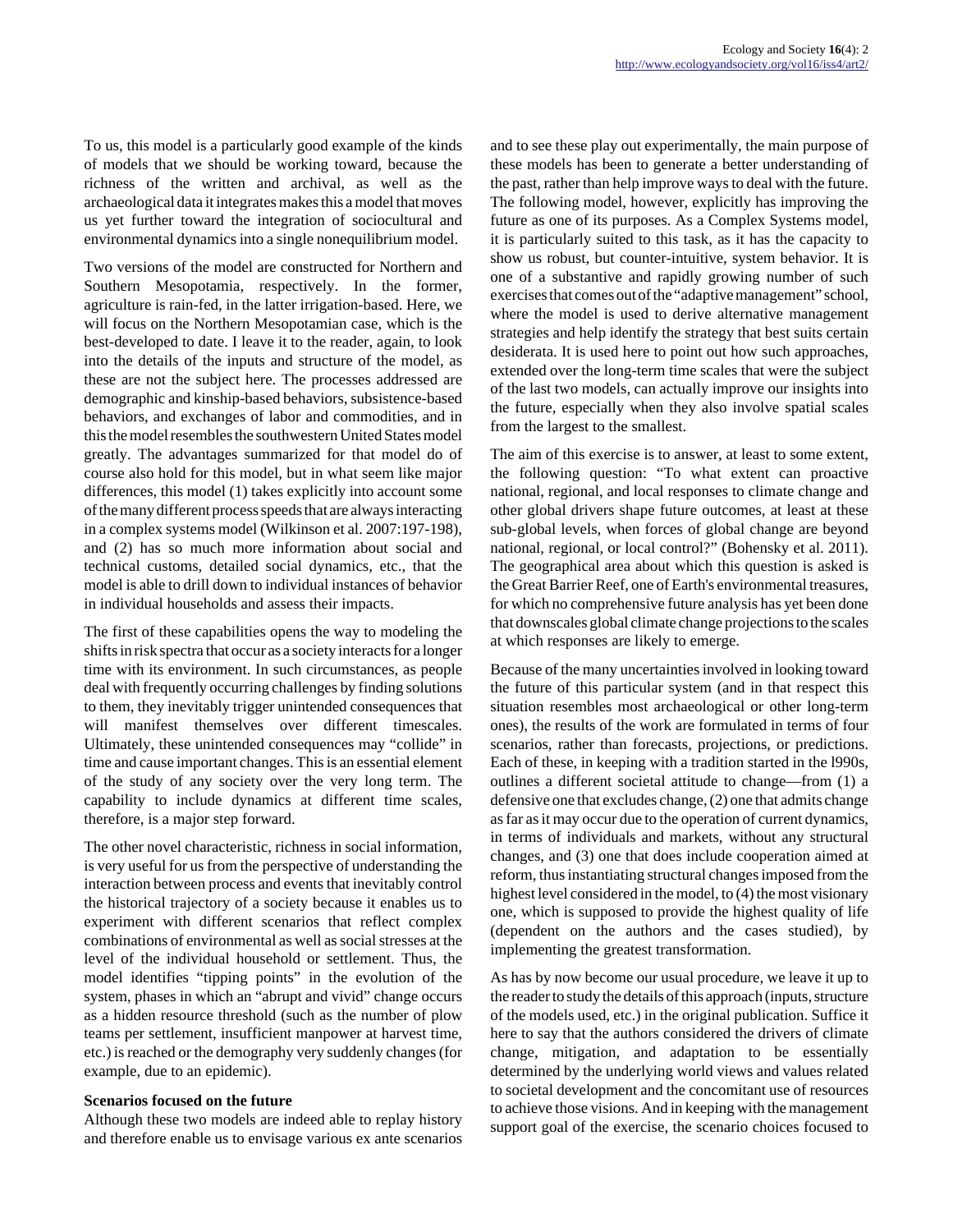To us, this model is a particularly good example of the kinds of models that we should be working toward, because the richness of the written and archival, as well as the archaeological data it integrates makes this a model that moves us yet further toward the integration of sociocultural and environmental dynamics into a single nonequilibrium model.

Two versions of the model are constructed for Northern and Southern Mesopotamia, respectively. In the former, agriculture is rain-fed, in the latter irrigation-based. Here, we will focus on the Northern Mesopotamian case, which is the best-developed to date. I leave it to the reader, again, to look into the details of the inputs and structure of the model, as these are not the subject here. The processes addressed are demographic and kinship-based behaviors, subsistence-based behaviors, and exchanges of labor and commodities, and in this the model resembles the southwestern United States model greatly. The advantages summarized for that model do of course also hold for this model, but in what seem like major differences, this model (1) takes explicitly into account some of the many different process speeds that are always interacting in a complex systems model (Wilkinson et al. 2007:197-198), and (2) has so much more information about social and technical customs, detailed social dynamics, etc., that the model is able to drill down to individual instances of behavior in individual households and assess their impacts.

The first of these capabilities opens the way to modeling the shifts in risk spectra that occur as a society interacts for a longer time with its environment. In such circumstances, as people deal with frequently occurring challenges by finding solutions to them, they inevitably trigger unintended consequences that will manifest themselves over different timescales. Ultimately, these unintended consequences may "collide" in time and cause important changes. This is an essential element of the study of any society over the very long term. The capability to include dynamics at different time scales, therefore, is a major step forward.

The other novel characteristic, richness in social information, is very useful for us from the perspective of understanding the interaction between process and events that inevitably control the historical trajectory of a society because it enables us to experiment with different scenarios that reflect complex combinations of environmental as well as social stresses at the level of the individual household or settlement. Thus, the model identifies "tipping points" in the evolution of the system, phases in which an "abrupt and vivid" change occurs as a hidden resource threshold (such as the number of plow teams per settlement, insufficient manpower at harvest time, etc.) is reached or the demography very suddenly changes (for example, due to an epidemic).

**Scenarios focused on the future**

Although these two models are indeed able to replay history and therefore enable us to envisage various ex ante scenarios and to see these play out experimentally, the main purpose of these models has been to generate a better understanding of the past, rather than help improve ways to deal with the future. The following model, however, explicitly has improving the future as one of its purposes. As a Complex Systems model, it is particularly suited to this task, as it has the capacity to show us robust, but counter-intuitive, system behavior. It is one of a substantive and rapidly growing number of such exercises that comes out of the "adaptive management" school, where the model is used to derive alternative management strategies and help identify the strategy that best suits certain desiderata. It is used here to point out how such approaches, extended over the long-term time scales that were the subject of the last two models, can actually improve our insights into the future, especially when they also involve spatial scales from the largest to the smallest.

The aim of this exercise is to answer, at least to some extent, the following question: "To what extent can proactive national, regional, and local responses to climate change and other global drivers shape future outcomes, at least at these sub-global levels, when forces of global change are beyond national, regional, or local control?" (Bohensky et al. 2011). The geographical area about which this question is asked is the Great Barrier Reef, one of Earth's environmental treasures, for which no comprehensive future analysis has yet been done that downscales global climate change projections to the scales at which responses are likely to emerge.

Because of the many uncertainties involved in looking toward the future of this particular system (and in that respect this situation resembles most archaeological or other long-term ones), the results of the work are formulated in terms of four scenarios, rather than forecasts, projections, or predictions. Each of these, in keeping with a tradition started in the l990s, outlines a different societal attitude to change—from (1) a defensive one that excludes change, (2) one that admits change as far as it may occur due to the operation of current dynamics, in terms of individuals and markets, without any structural changes, and (3) one that does include cooperation aimed at reform, thus instantiating structural changes imposed from the highest level considered in the model, to (4) the most visionary one, which is supposed to provide the highest quality of life (dependent on the authors and the cases studied), by implementing the greatest transformation.

As has by now become our usual procedure, we leave it up to the reader to study the details of this approach (inputs, structure of the models used, etc.) in the original publication. Suffice it here to say that the authors considered the drivers of climate change, mitigation, and adaptation to be essentially determined by the underlying world views and values related to societal development and the concomitant use of resources to achieve those visions. And in keeping with the management support goal of the exercise, the scenario choices focused to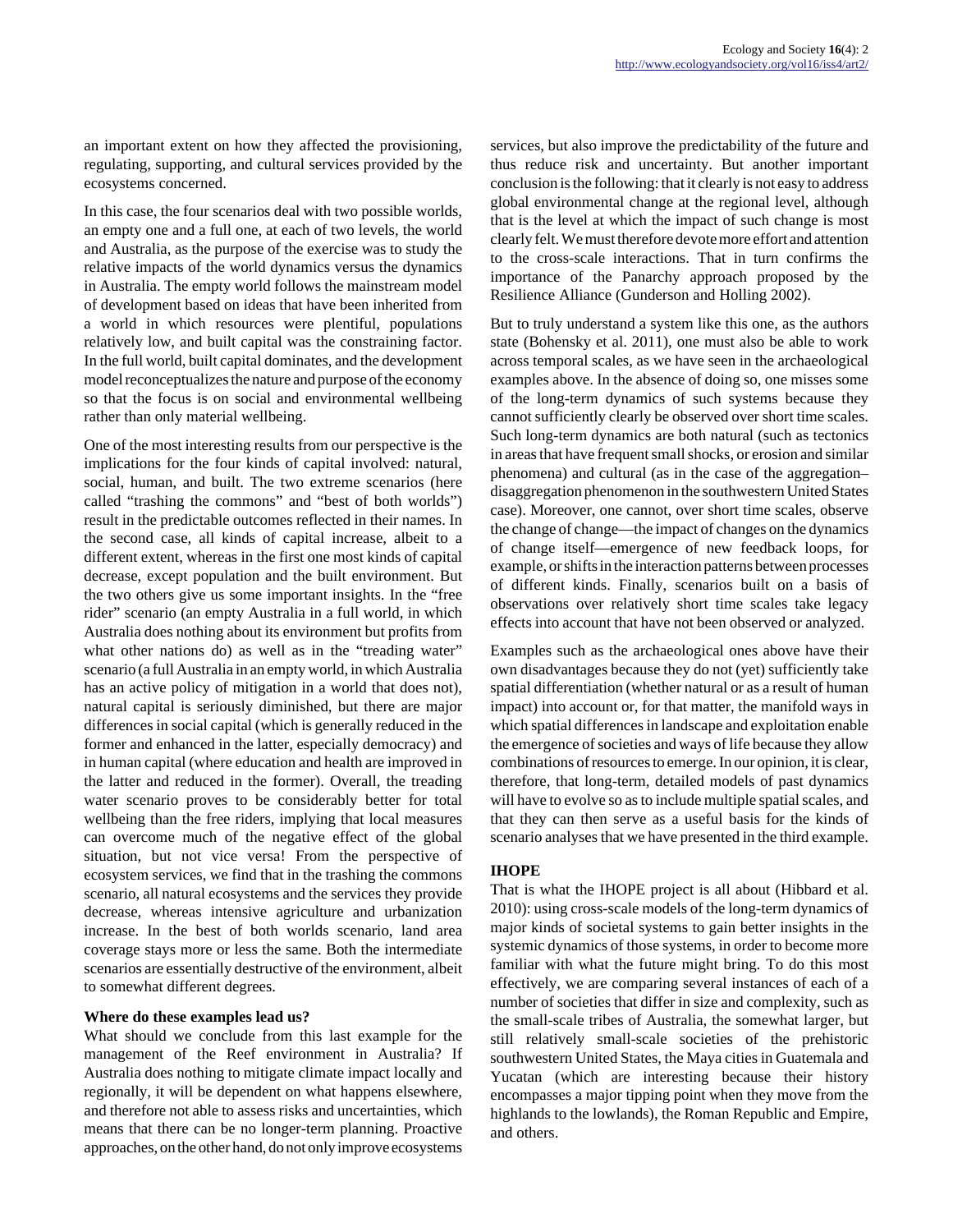an important extent on how they affected the provisioning, regulating, supporting, and cultural services provided by the ecosystems concerned.

In this case, the four scenarios deal with two possible worlds, an empty one and a full one, at each of two levels, the world and Australia, as the purpose of the exercise was to study the relative impacts of the world dynamics versus the dynamics in Australia. The empty world follows the mainstream model of development based on ideas that have been inherited from a world in which resources were plentiful, populations relatively low, and built capital was the constraining factor. In the full world, built capital dominates, and the development model reconceptualizes the nature and purpose of the economy so that the focus is on social and environmental wellbeing rather than only material wellbeing.

One of the most interesting results from our perspective is the implications for the four kinds of capital involved: natural, social, human, and built. The two extreme scenarios (here called "trashing the commons" and "best of both worlds") result in the predictable outcomes reflected in their names. In the second case, all kinds of capital increase, albeit to a different extent, whereas in the first one most kinds of capital decrease, except population and the built environment. But the two others give us some important insights. In the "free rider" scenario (an empty Australia in a full world, in which Australia does nothing about its environment but profits from what other nations do) as well as in the "treading water" scenario (a full Australia in an empty world, in which Australia has an active policy of mitigation in a world that does not), natural capital is seriously diminished, but there are major differences in social capital (which is generally reduced in the former and enhanced in the latter, especially democracy) and in human capital (where education and health are improved in the latter and reduced in the former). Overall, the treading water scenario proves to be considerably better for total wellbeing than the free riders, implying that local measures can overcome much of the negative effect of the global situation, but not vice versa! From the perspective of ecosystem services, we find that in the trashing the commons scenario, all natural ecosystems and the services they provide decrease, whereas intensive agriculture and urbanization increase. In the best of both worlds scenario, land area coverage stays more or less the same. Both the intermediate scenarios are essentially destructive of the environment, albeit to somewhat different degrees.

### Where do these examples lead us?

What should we conclude from this last example for the management of the Reef environment in Australia? If Australia does nothing to mitigate climate impact locally and regionally, it will be dependent on what happens elsewhere, and therefore not able to assess risks and uncertainties, which means that there can be no longer-term planning. Proactive approaches, on the other hand, do not only improve ecosystems services, but also improve the predictability of the future and thus reduce risk and uncertainty. But another important conclusion is the following: that it clearly is not easy to address global environmental change at the regional level, although that is the level at which the impact of such change is most clearly felt. We must therefore devote more effort and attention to the cross-scale interactions. That in turn confirms the importance of the Panarchy approach proposed by the Resilience Alliance (Gunderson and Holling 2002).

But to truly understand a system like this one, as the authors state (Bohensky et al. 2011), one must also be able to work across temporal scales, as we have seen in the archaeological examples above. In the absence of doing so, one misses some of the long-term dynamics of such systems because they cannot sufficiently clearly be observed over short time scales. Such long-term dynamics are both natural (such as tectonics in areas that have frequent small shocks, or erosion and similar phenomena) and cultural (as in the case of the aggregation–disaggregation phenomenon in the southwestern United States case). Moreover, one cannot, over short time scales, observe the change of change—the impact of changes on the dynamics of change itself—emergence of new feedback loops, for example, or shifts in the interaction patterns between processes of different kinds. Finally, scenarios built on a basis of observations over relatively short time scales take legacy effects into account that have not been observed or analyzed.

Examples such as the archaeological ones above have their own disadvantages because they do not (yet) sufficiently take spatial differentiation (whether natural or as a result of human impact) into account or, for that matter, the manifold ways in which spatial differences in landscape and exploitation enable the emergence of societies and ways of life because they allow combinations of resources to emerge. In our opinion, it is clear, therefore, that long-term, detailed models of past dynamics will have to evolve so as to include multiple spatial scales, and that they can then serve as a useful basis for the kinds of scenario analyses that we have presented in the third example.

### IHOPE

That is what the IHOPE project is all about (Hibbard et al. 2010): using cross-scale models of the long-term dynamics of major kinds of societal systems to gain better insights in the systemic dynamics of those systems, in order to become more familiar with what the future might bring. To do this most effectively, we are comparing several instances of each of a number of societies that differ in size and complexity, such as the small-scale tribes of Australia, the somewhat larger, but still relatively small-scale societies of the prehistoric southwestern United States, the Maya cities in Guatemala and Yucatan (which are interesting because their history encompasses a major tipping point when they move from the highlands to the lowlands), the Roman Republic and Empire, and others.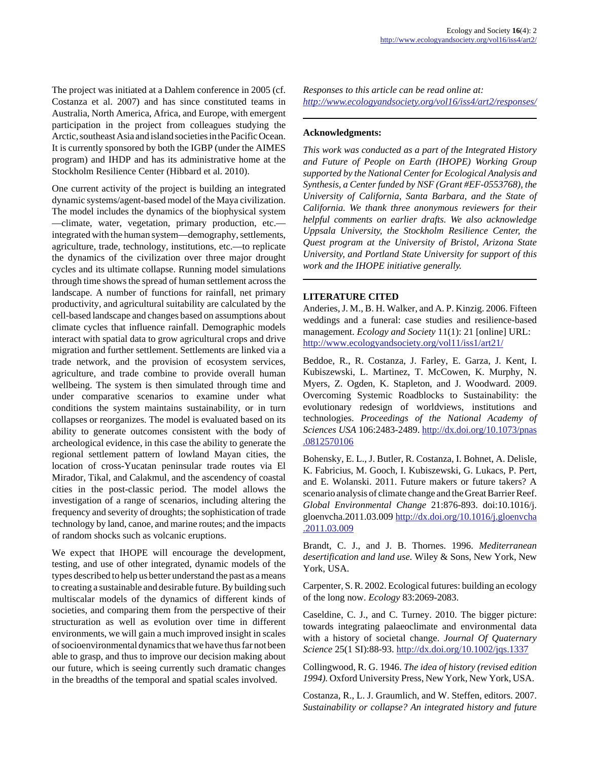The project was initiated at a Dahlem conference in 2005 (cf. Costanza et al. 2007) and has since constituted teams in Australia, North America, Africa, and Europe, with emergent participation in the project from colleagues studying the Arctic, southeast Asia and island societies in the Pacific Ocean. It is currently sponsored by both the IGBP (under the AIMES program) and IHDP and has its administrative home at the Stockholm Resilience Center (Hibbard et al. 2010).

One current activity of the project is building an integrated dynamic systems/agent-based model of the Maya civilization. The model includes the dynamics of the biophysical system—climate, water, vegetation, primary production, etc.—integrated with the human system—demography, settlements, agriculture, trade, technology, institutions, etc.—to replicate the dynamics of the civilization over three major drought cycles and its ultimate collapse. Running model simulations through time shows the spread of human settlement across the landscape. A number of functions for rainfall, net primary productivity, and agricultural suitability are calculated by the cell-based landscape and changes based on assumptions about climate cycles that influence rainfall. Demographic models interact with spatial data to grow agricultural crops and drive migration and further settlement. Settlements are linked via a trade network, and the provision of ecosystem services, agriculture, and trade combine to provide overall human wellbeing. The system is then simulated through time and under comparative scenarios to examine under what conditions the system maintains sustainability, or in turn collapses or reorganizes. The model is evaluated based on its ability to generate outcomes consistent with the body of archeological evidence, in this case the ability to generate the regional settlement pattern of lowland Mayan cities, the location of cross-Yucatan peninsular trade routes via El Mirador, Tikal, and Calakmul, and the ascendency of coastal cities in the post-classic period. The model allows the investigation of a range of scenarios, including altering the frequency and severity of droughts; the sophistication of trade technology by land, canoe, and marine routes; and the impacts of random shocks such as volcanic eruptions.

We expect that IHOPE will encourage the development, testing, and use of other integrated, dynamic models of the types described to help us better understand the past as a means to creating a sustainable and desirable future. By building such multiscalar models of the dynamics of different kinds of societies, and comparing them from the perspective of their structuration as well as evolution over time in different environments, we will gain a much improved insight in scales of socioenvironmental dynamics that we have thus far not been able to grasp, and thus to improve our decision making about our future, which is seeing currently such dramatic changes in the breadths of the temporal and spatial scales involved.

*Responses to this article can be read online at:*
*http://www.ecologyandsociety.org/vol16/iss4/art2/responses/*

**Acknowledgments:**

*This work was conducted as a part of the Integrated History and Future of People on Earth (IHOPE) Working Group supported by the National Center for Ecological Analysis and Synthesis, a Center funded by NSF (Grant #EF-0553768), the University of California, Santa Barbara, and the State of California. We thank three anonymous reviewers for their helpful comments on earlier drafts. We also acknowledge Uppsala University, the Stockholm Resilience Center, the Quest program at the University of Bristol, Arizona State University, and Portland State University for support of this work and the IHOPE initiative generally.*

**LITERATURE CITED**

Anderies, J. M., B. H. Walker, and A. P. Kinzig. 2006. Fifteen weddings and a funeral: case studies and resilience-based management. *Ecology and Society* 11(1): 21 [online] URL: http://www.ecologyandsociety.org/vol11/iss1/art21/

Beddoe, R., R. Costanza, J. Farley, E. Garza, J. Kent, I. Kubiszewski, L. Martinez, T. McCowen, K. Murphy, N. Myers, Z. Ogden, K. Stapleton, and J. Woodward. 2009. Overcoming Systemic Roadblocks to Sustainability: the evolutionary redesign of worldviews, institutions and technologies. *Proceedings of the National Academy of Sciences USA* 106:2483-2489. http://dx.doi.org/10.1073/pnas.0812570106

Bohensky, E. L., J. Butler, R. Costanza, I. Bohnet, A. Delisle, K. Fabricius, M. Gooch, I. Kubiszewski, G. Lukacs, P. Pert, and E. Wolanski. 2011. Future makers or future takers? A scenario analysis of climate change and the Great Barrier Reef. *Global Environmental Change* 21:876-893. doi:10.1016/j.gloenvcha.2011.03.009 http://dx.doi.org/10.1016/j.gloenvcha.2011.03.009

Brandt, C. J., and J. B. Thornes. 1996. *Mediterranean desertification and land use.* Wiley & Sons, New York, New York, USA.

Carpenter, S. R. 2002. Ecological futures: building an ecology of the long now. *Ecology* 83:2069-2083.

Caseldine, C. J., and C. Turney. 2010. The bigger picture: towards integrating palaeoclimate and environmental data with a history of societal change. *Journal Of Quaternary Science* 25(1 SI):88-93. http://dx.doi.org/10.1002/jqs.1337

Collingwood, R. G. 1946. *The idea of history (revised edition 1994).* Oxford University Press, New York, New York, USA.

Costanza, R., L. J. Graumlich, and W. Steffen, editors. 2007. *Sustainability or collapse? An integrated history and future*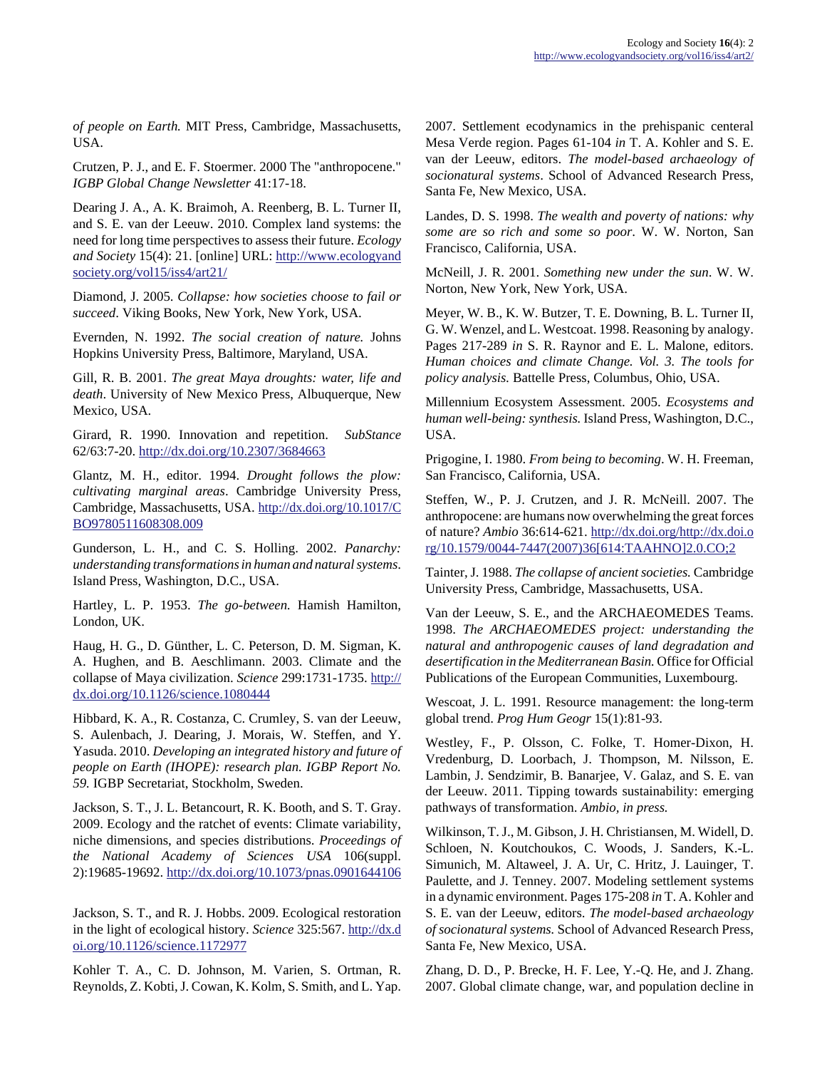*of people on Earth.* MIT Press, Cambridge, Massachusetts, USA.

Crutzen, P. J., and E. F. Stoermer. 2000 The "anthropocene." *IGBP Global Change Newsletter* 41:17-18.

Dearing J. A., A. K. Braimoh, A. Reenberg, B. L. Turner II, and S. E. van der Leeuw. 2010. Complex land systems: the need for long time perspectives to assess their future. *Ecology and Society* 15(4): 21. [online] URL: http://www.ecologyandsociety.org/vol15/iss4/art21/

Diamond, J. 2005. *Collapse: how societies choose to fail or succeed*. Viking Books, New York, New York, USA.

Evernden, N. 1992. *The social creation of nature.* Johns Hopkins University Press, Baltimore, Maryland, USA.

Gill, R. B. 2001. *The great Maya droughts: water, life and death*. University of New Mexico Press, Albuquerque, New Mexico, USA.

Girard, R. 1990. Innovation and repetition. *SubStance* 62/63:7-20. http://dx.doi.org/10.2307/3684663

Glantz, M. H., editor. 1994. *Drought follows the plow: cultivating marginal areas*. Cambridge University Press, Cambridge, Massachusetts, USA. http://dx.doi.org/10.1017/CBO9780511608308.009

Gunderson, L. H., and C. S. Holling. 2002. *Panarchy: understanding transformations in human and natural systems*. Island Press, Washington, D.C., USA.

Hartley, L. P. 1953. *The go-between.* Hamish Hamilton, London, UK.

Haug, H. G., D. Günther, L. C. Peterson, D. M. Sigman, K. A. Hughen, and B. Aeschlimann. 2003. Climate and the collapse of Maya civilization. *Science* 299:1731-1735. http://dx.doi.org/10.1126/science.1080444

Hibbard, K. A., R. Costanza, C. Crumley, S. van der Leeuw, S. Aulenbach, J. Dearing, J. Morais, W. Steffen, and Y. Yasuda. 2010. *Developing an integrated history and future of people on Earth (IHOPE): research plan. IGBP Report No. 59.* IGBP Secretariat, Stockholm, Sweden.

Jackson, S. T., J. L. Betancourt, R. K. Booth, and S. T. Gray. 2009. Ecology and the ratchet of events: Climate variability, niche dimensions, and species distributions. *Proceedings of the National Academy of Sciences USA* 106(suppl. 2):19685-19692. http://dx.doi.org/10.1073/pnas.0901644106

Jackson, S. T., and R. J. Hobbs. 2009. Ecological restoration in the light of ecological history. *Science* 325:567. http://dx.doi.org/10.1126/science.1172977

Kohler T. A., C. D. Johnson, M. Varien, S. Ortman, R. Reynolds, Z. Kobti, J. Cowan, K. Kolm, S. Smith, and L. Yap. 2007. Settlement ecodynamics in the prehispanic centeral Mesa Verde region. Pages 61-104 *in* T. A. Kohler and S. E. van der Leeuw, editors. *The model-based archaeology of socionatural systems*. School of Advanced Research Press, Santa Fe, New Mexico, USA.

Landes, D. S. 1998. *The wealth and poverty of nations: why some are so rich and some so poor*. W. W. Norton, San Francisco, California, USA.

McNeill, J. R. 2001. *Something new under the sun*. W. W. Norton, New York, New York, USA.

Meyer, W. B., K. W. Butzer, T. E. Downing, B. L. Turner II, G. W. Wenzel, and L. Westcoat. 1998. Reasoning by analogy. Pages 217-289 *in* S. R. Raynor and E. L. Malone, editors. *Human choices and climate Change. Vol. 3. The tools for policy analysis.* Battelle Press, Columbus, Ohio, USA.

Millennium Ecosystem Assessment. 2005. *Ecosystems and human well-being: synthesis.* Island Press, Washington, D.C., USA.

Prigogine, I. 1980. *From being to becoming*. W. H. Freeman, San Francisco, California, USA.

Steffen, W., P. J. Crutzen, and J. R. McNeill. 2007. The anthropocene: are humans now overwhelming the great forces of nature? *Ambio* 36:614-621. http://dx.doi.org/http://dx.doi.org/10.1579/0044-7447(2007)36[614:TAAHNO]2.0.CO;2

Tainter, J. 1988. *The collapse of ancient societies.* Cambridge University Press, Cambridge, Massachusetts, USA.

Van der Leeuw, S. E., and the ARCHAEOMEDES Teams. 1998. *The ARCHAEOMEDES project: understanding the natural and anthropogenic causes of land degradation and desertification in the Mediterranean Basin.* Office for Official Publications of the European Communities, Luxembourg.

Wescoat, J. L. 1991. Resource management: the long-term global trend. *Prog Hum Geogr* 15(1):81-93.

Westley, F., P. Olsson, C. Folke, T. Homer-Dixon, H. Vredenburg, D. Loorbach, J. Thompson, M. Nilsson, E. Lambin, J. Sendzimir, B. Banarjee, V. Galaz, and S. E. van der Leeuw. 2011. Tipping towards sustainability: emerging pathways of transformation. *Ambio, in press.*

Wilkinson, T. J., M. Gibson, J. H. Christiansen, M. Widell, D. Schloen, N. Koutchoukos, C. Woods, J. Sanders, K.-L. Simunich, M. Altaweel, J. A. Ur, C. Hritz, J. Lauinger, T. Paulette, and J. Tenney. 2007. Modeling settlement systems in a dynamic environment. Pages 175-208 *in* T. A. Kohler and S. E. van der Leeuw, editors. *The model-based archaeology of socionatural systems.* School of Advanced Research Press, Santa Fe, New Mexico, USA.

Zhang, D. D., P. Brecke, H. F. Lee, Y.-Q. He, and J. Zhang. 2007. Global climate change, war, and population decline in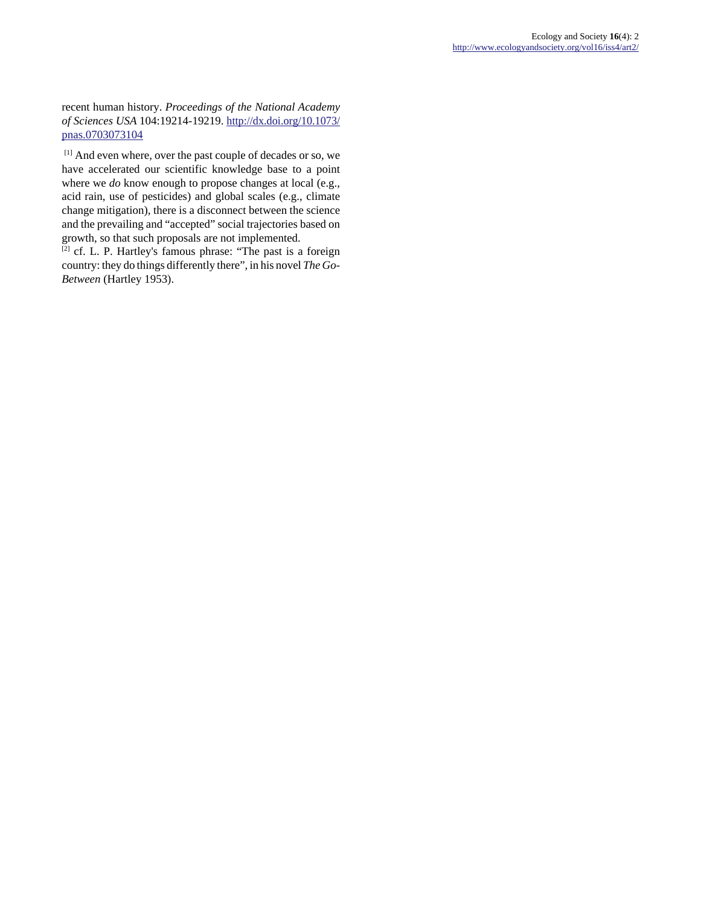recent human history. *Proceedings of the National Academy of Sciences USA* 104:19214-19219. http://dx.doi.org/10.1073/pnas.0703073104

[1] And even where, over the past couple of decades or so, we have accelerated our scientific knowledge base to a point where we *do* know enough to propose changes at local (e.g., acid rain, use of pesticides) and global scales (e.g., climate change mitigation), there is a disconnect between the science and the prevailing and "accepted" social trajectories based on growth, so that such proposals are not implemented.

[2] cf. L. P. Hartley's famous phrase: "The past is a foreign country: they do things differently there", in his novel *The Go-Between* (Hartley 1953).